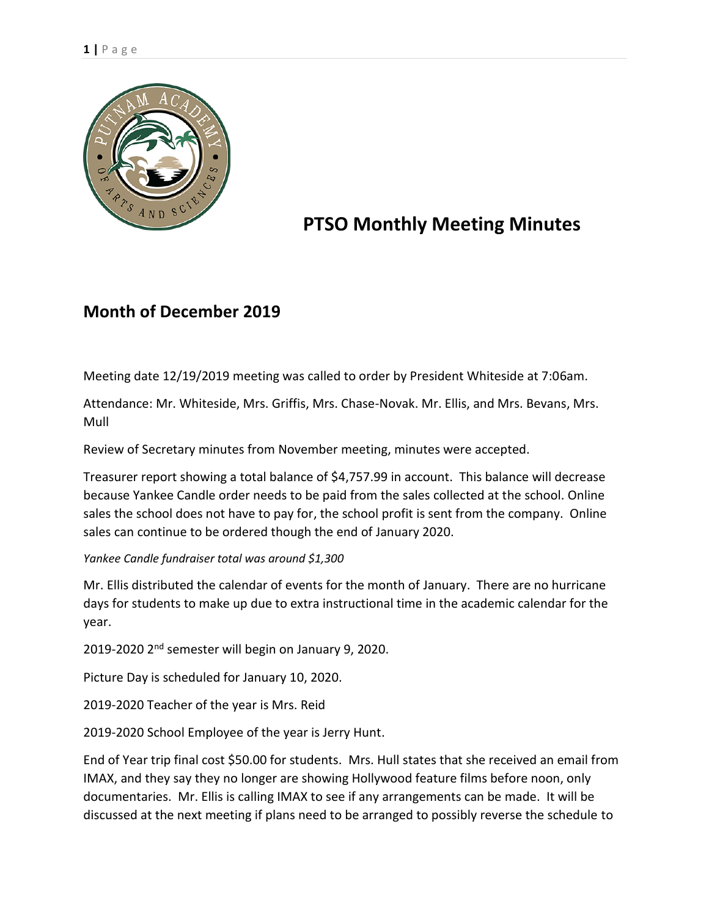# PTSO Monthly Meeting Minutes

## Month of December 2019

Meeting date 12/19/2019 meeting was called to order by President Whiteside at 7:06am.

Attendance: Mr. Whiteside, Mrs. Griffis, Mrs. Chase-Novak. Mr. Ellis, and Mrs. Bevans, Mrs. Mull

Review of Secretary minutes from November meeting, minutes were accepted.

Treasurer report showing a total balance of $4,757.99 in account. This balance will decrease because Yankee Candle order needs to be paid from the sales collected at the school. Online sales the school does not have to pay for, the school profit is sent from the company. Online sales can continue to be ordered though the end of January 2020.

*Yankee Candle fundraiser total was around $1,300*

Mr. Ellis distributed the calendar of events for the month of January. There are no hurricane days for students to make up due to extra instructional time in the academic calendar for the year.

2019-2020 2nd semester will begin on January 9, 2020.

Picture Day is scheduled for January 10, 2020.

2019-2020 Teacher of the year is Mrs. Reid

2019-2020 School Employee of the year is Jerry Hunt.

End of Year trip final cost $50.00 for students. Mrs. Hull states that she received an email from IMAX, and they say they no longer are showing Hollywood feature films before noon, only documentaries. Mr. Ellis is calling IMAX to see if any arrangements can be made. It will be discussed at the next meeting if plans need to be arranged to possibly reverse the schedule to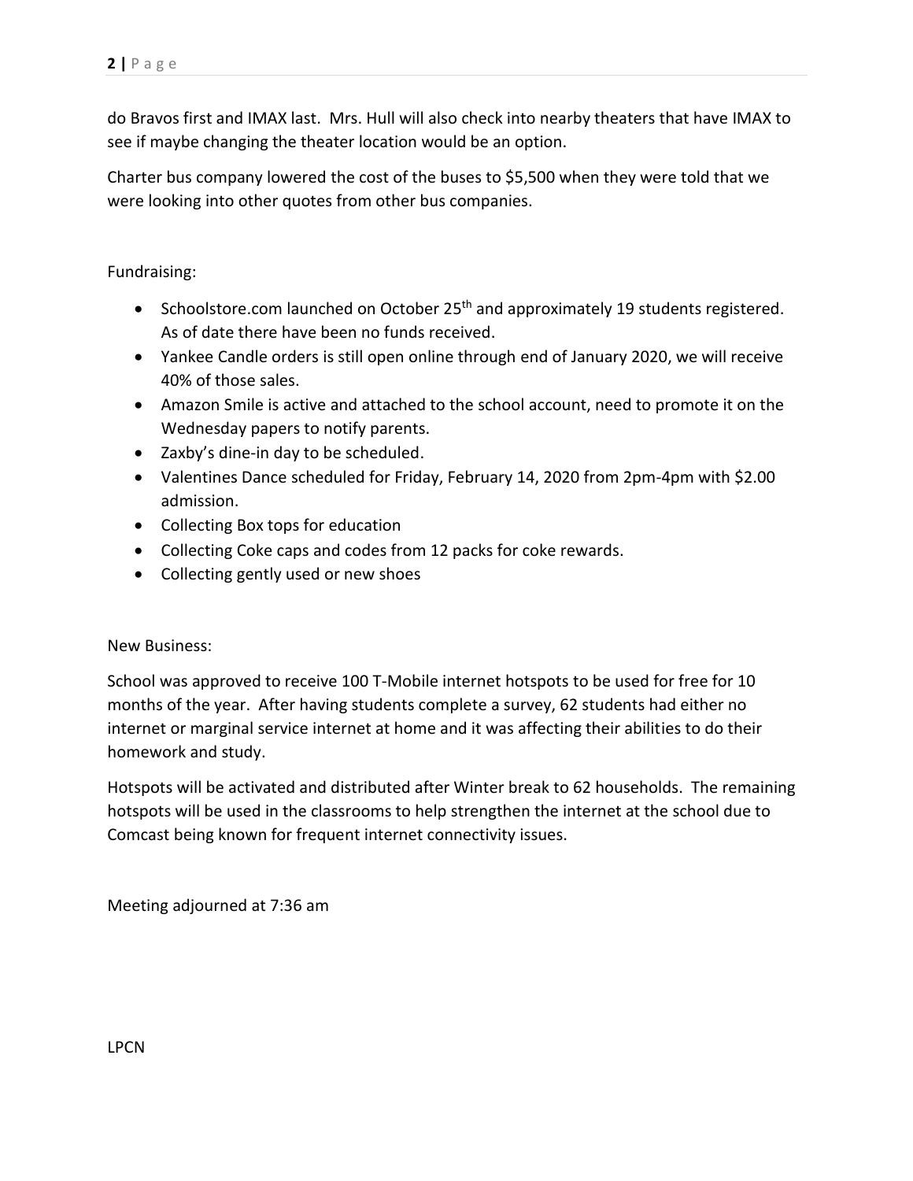do Bravos first and IMAX last. Mrs. Hull will also check into nearby theaters that have IMAX to see if maybe changing the theater location would be an option.

Charter bus company lowered the cost of the buses to $5,500 when they were told that we were looking into other quotes from other bus companies.

Fundraising:

- Schoolstore.com launched on October 25th and approximately 19 students registered. As of date there have been no funds received.
- Yankee Candle orders is still open online through end of January 2020, we will receive 40% of those sales.
- Amazon Smile is active and attached to the school account, need to promote it on the Wednesday papers to notify parents.
- Zaxby's dine-in day to be scheduled.
- Valentines Dance scheduled for Friday, February 14, 2020 from 2pm-4pm with $2.00 admission.
- Collecting Box tops for education
- Collecting Coke caps and codes from 12 packs for coke rewards.
- Collecting gently used or new shoes

New Business:

School was approved to receive 100 T-Mobile internet hotspots to be used for free for 10 months of the year. After having students complete a survey, 62 students had either no internet or marginal service internet at home and it was affecting their abilities to do their homework and study.

Hotspots will be activated and distributed after Winter break to 62 households. The remaining hotspots will be used in the classrooms to help strengthen the internet at the school due to Comcast being known for frequent internet connectivity issues.

Meeting adjourned at 7:36 am

LPCN